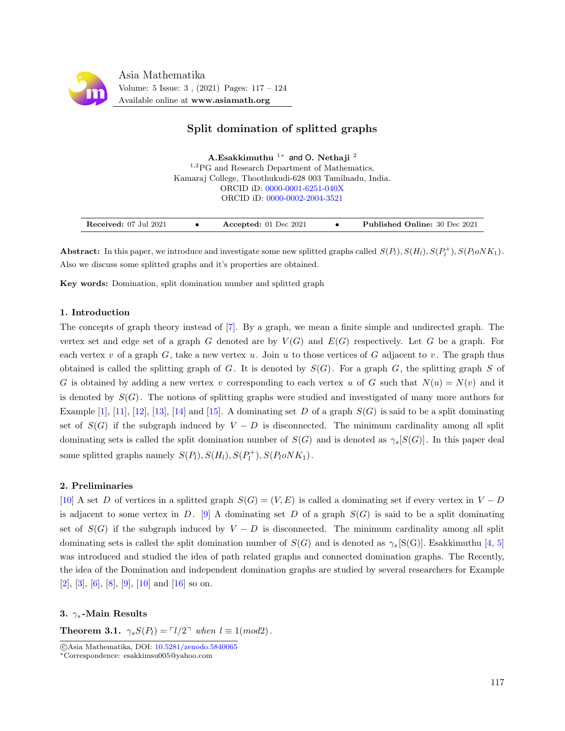# Split domination of splitted graphs

**A.Esakkimuthu** [1*] and **O. Nethaji** [2]

[1,2]PG and Research Department of Mathematics,
Kamaraj College, Thoothukudi-628 003 Tamilnadu, India.
ORCID iD: 0000-0001-6251-040X
ORCID iD: 0000-0002-2004-3521

**Received:** 07 Jul 2021 • **Accepted:** 01 Dec 2021 • **Published Online:** 30 Dec 2021

**Abstract:** In this paper, we introduce and investigate some new splitted graphs called $S(P_l), S(H_l), S(P_l^+), S(P_l oNK_1)$. Also we discuss some splitted graphs and it's properties are obtained.

**Key words:** Domination, split domination number and splitted graph

## 1. Introduction

The concepts of graph theory instead of [7]. By a graph, we mean a finite simple and undirected graph. The vertex set and edge set of a graph $G$ denoted are by $V(G)$ and $E(G)$ respectively. Let $G$ be a graph. For each vertex $v$ of a graph $G$, take a new vertex $u$. Join $u$ to those vertices of $G$ adjacent to $v$. The graph thus obtained is called the splitting graph of $G$. It is denoted by $S(G)$. For a graph $G$, the splitting graph $S$ of $G$ is obtained by adding a new vertex $v$ corresponding to each vertex $u$ of $G$ such that $N(u) = N(v)$ and it is denoted by $S(G)$. The notions of splitting graphs were studied and investigated of many more authors for Example [1], [11], [12], [13], [14] and [15]. A dominating set $D$ of a graph $S(G)$ is said to be a split dominating set of $S(G)$ if the subgraph induced by $V - D$ is disconnected. The minimum cardinality among all split dominating sets is called the split domination number of $S(G)$ and is denoted as $\gamma_s[S(G)]$. In this paper deal some splitted graphs namely $S(P_l), S(H_l), S(P_l^+), S(P_l oNK_1)$.

## 2. Preliminaries

[10] A set $D$ of vertices in a splitted graph $S(G) = (V, E)$ is called a dominating set if every vertex in $V - D$ is adjacent to some vertex in $D$. [9] A dominating set $D$ of a graph $S(G)$ is said to be a split dominating set of $S(G)$ if the subgraph induced by $V - D$ is disconnected. The minimum cardinality among all split dominating sets is called the split domination number of $S(G)$ and is denoted as $\gamma_s$[S(G)]. Esakkimuthu [4, 5] was introduced and studied the idea of path related graphs and connected domination graphs. The Recently, the idea of the Domination and independent domination graphs are studied by several researchers for Example [2], [3], [6], [8], [9], [10] and [16] so on.

## 3. $\gamma_s$-Main Results

**Theorem 3.1.** $\gamma_s S(P_l) = \lceil l/2 \rceil$ *when* $l \equiv 1(mod2)$.

©Asia Mathematika, DOI: 10.5281/zenodo.5840065

*Correspondence: esakkimsu005@yahoo.com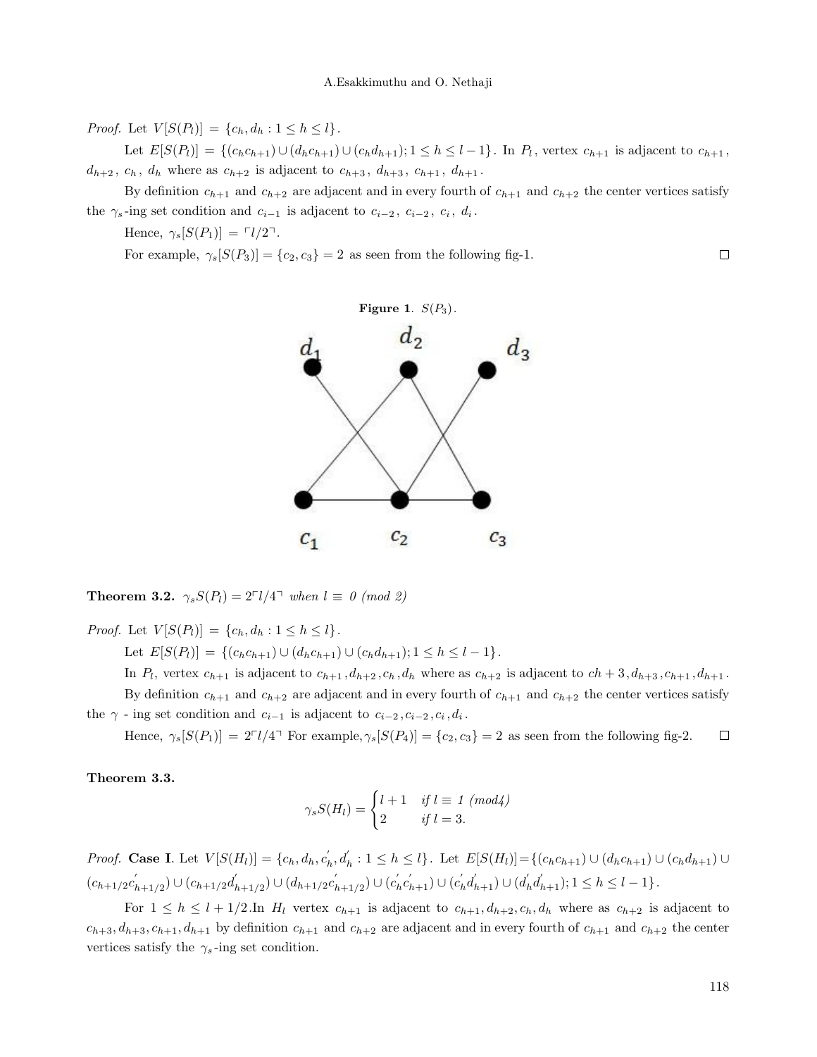*Proof.* Let $V[S(P_l)] = \{c_h, d_h : 1 \leq h \leq l\}$.

Let $E[S(P_l)] = \{(c_h c_{h+1}) \cup (d_h c_{h+1}) \cup (c_h d_{h+1}); 1 \leq h \leq l-1\}$. In $P_l$, vertex $c_{h+1}$ is adjacent to $c_{h+1}$, $d_{h+2}$, $c_h$, $d_h$ where as $c_{h+2}$ is adjacent to $c_{h+3}$, $d_{h+3}$, $c_{h+1}$, $d_{h+1}$.

By definition $c_{h+1}$ and $c_{h+2}$ are adjacent and in every fourth of $c_{h+1}$ and $c_{h+2}$ the center vertices satisfy the $\gamma_s$-ing set condition and $c_{i-1}$ is adjacent to $c_{i-2}$, $c_{i-2}$, $c_i$, $d_i$.

Hence, $\gamma_s[S(P_1)] = \ulcorner l/2 \urcorner$.

For example, $\gamma_s[S(P_3)] = \{c_2, c_3\} = 2$ as seen from the following fig-1. □

**Figure 1**. $S(P_3)$.

**Theorem 3.2.** *$\gamma_s S(P_l) = 2\ulcorner l/4 \urcorner$ when $l \equiv 0 \pmod 2$*

*Proof.* Let $V[S(P_l)] = \{c_h, d_h : 1 \leq h \leq l\}$.

Let $E[S(P_l)] = \{(c_h c_{h+1}) \cup (d_h c_{h+1}) \cup (c_h d_{h+1}); 1 \leq h \leq l-1\}$.

In $P_l$, vertex $c_{h+1}$ is adjacent to $c_{h+1}, d_{h+2}, c_h, d_h$ where as $c_{h+2}$ is adjacent to $ch+3, d_{h+3}, c_{h+1}, d_{h+1}$.

By definition $c_{h+1}$ and $c_{h+2}$ are adjacent and in every fourth of $c_{h+1}$ and $c_{h+2}$ the center vertices satisfy the $\gamma$ - ing set condition and $c_{i-1}$ is adjacent to $c_{i-2}, c_{i-2}, c_i, d_i$.

Hence, $\gamma_s[S(P_1)] = 2\ulcorner l/4 \urcorner$ For example, $\gamma_s[S(P_4)] = \{c_2, c_3\} = 2$ as seen from the following fig-2. □

**Theorem 3.3.**

$$\gamma_s S(H_l) = \begin{cases} l+1 & \text{if } l \equiv 1 \ (mod4) \\ 2 & \text{if } l = 3. \end{cases}$$

*Proof.* **Case I**. Let $V[S(H_l)] = \{c_h, d_h, c_h', d_h' : 1 \leq h \leq l\}$. Let $E[S(H_l)] = \{(c_h c_{h+1}) \cup (d_h c_{h+1}) \cup (c_h d_{h+1}) \cup (c_{h+1/2} c_{h+1/2}') \cup (c_{h+1/2} d_{h+1/2}') \cup (d_{h+1/2} c_{h+1/2}') \cup (c_h' c_{h+1}') \cup (c_h' d_{h+1}') \cup (d_h' d_{h+1}'); 1 \leq h \leq l-1\}$.

For $1 \leq h \leq l + 1/2$.In $H_l$ vertex $c_{h+1}$ is adjacent to $c_{h+1}, d_{h+2}, c_h, d_h$ where as $c_{h+2}$ is adjacent to $c_{h+3}, d_{h+3}, c_{h+1}, d_{h+1}$ by definition $c_{h+1}$ and $c_{h+2}$ are adjacent and in every fourth of $c_{h+1}$ and $c_{h+2}$ the center vertices satisfy the $\gamma_s$-ing set condition.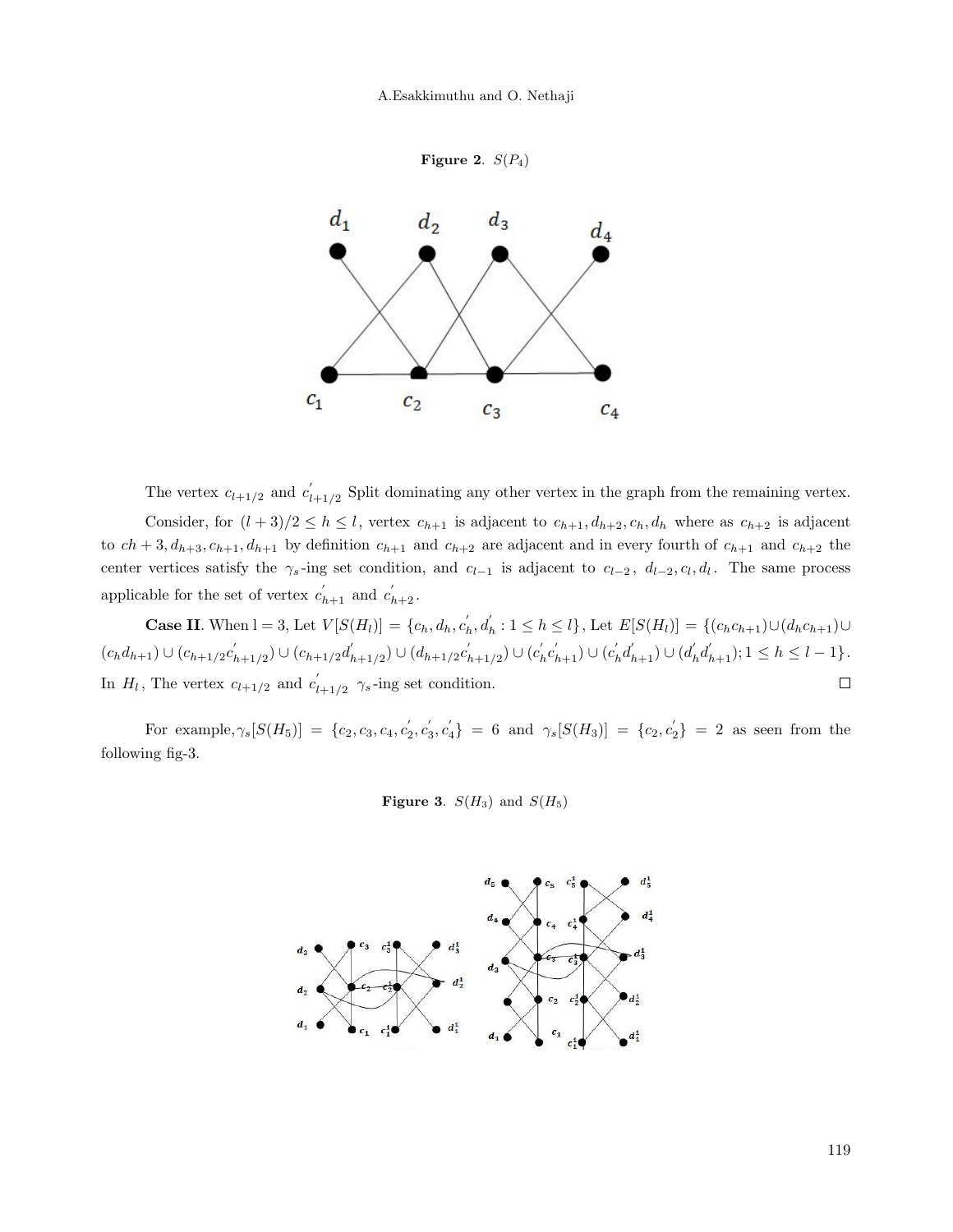**Figure 2**. $S(P_4)$

The vertex $c_{l+1/2}$ and $c^{'}_{l+1/2}$ Split dominating any other vertex in the graph from the remaining vertex.

Consider, for $(l+3)/2 \leq h \leq l$, vertex $c_{h+1}$ is adjacent to $c_{h+1}, d_{h+2}, c_h, d_h$ where as $c_{h+2}$ is adjacent to $ch+3, d_{h+3}, c_{h+1}, d_{h+1}$ by definition $c_{h+1}$ and $c_{h+2}$ are adjacent and in every fourth of $c_{h+1}$ and $c_{h+2}$ the center vertices satisfy the $\gamma_s$-ing set condition, and $c_{l-1}$ is adjacent to $c_{l-2}$, $d_{l-2}, c_l, d_l$. The same process applicable for the set of vertex $c^{'}_{h+1}$ and $c^{'}_{h+2}$.

**Case II**. When l = 3, Let $V[S(H_l)] = \{c_h, d_h, c^{'}_h, d^{'}_h : 1 \leq h \leq l\}$, Let $E[S(H_l)] = \{(c_h c_{h+1}) \cup (d_h c_{h+1}) \cup (c_h d_{h+1}) \cup (c_{h+1/2} c^{'}_{h+1/2}) \cup (c_{h+1/2} d^{'}_{h+1/2}) \cup (d_{h+1/2} c^{'}_{h+1/2}) \cup (c^{'}_h c^{'}_{h+1}) \cup (c^{'}_h d^{'}_{h+1}) \cup (d^{'}_h d^{'}_{h+1}); 1 \leq h \leq l-1\}$. In $H_l$, The vertex $c_{l+1/2}$ and $c^{'}_{l+1/2}$ $\gamma_s$-ing set condition. □

For example, $\gamma_s[S(H_5)] = \{c_2, c_3, c_4, c^{'}_2, c^{'}_3, c^{'}_4\} = 6$ and $\gamma_s[S(H_3)] = \{c_2, c^{'}_2\} = 2$ as seen from the following fig-3.

**Figure 3**. $S(H_3)$ and $S(H_5)$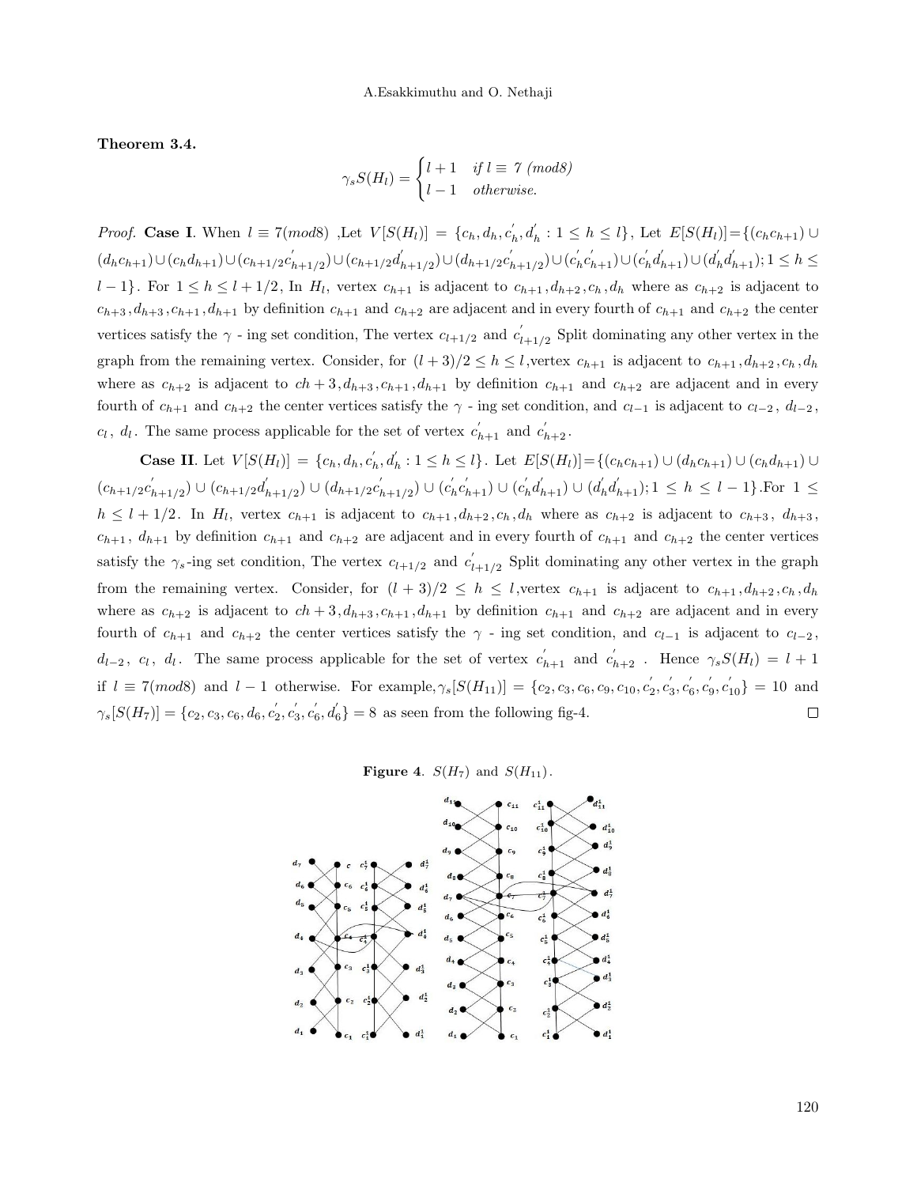**Theorem 3.4.**

$$\gamma_s S(H_l) = \begin{cases} l+1 & \text{if } l \equiv 7 \ (mod8) \\ l-1 & \text{otherwise.} \end{cases}$$

*Proof.* **Case I**. When $l \equiv 7(mod8)$ ,Let $V[S(H_l)] = \{c_h, d_h, c_h^{'}, d_h^{'} : 1 \leq h \leq l\}$, Let $E[S(H_l)]=\{(c_h c_{h+1}) \cup (d_h c_{h+1}) \cup (c_h d_{h+1}) \cup (c_{h+1/2} c^{'}_{h+1/2}) \cup (c_{h+1/2} d^{'}_{h+1/2}) \cup (d_{h+1/2} c^{'}_{h+1/2}) \cup (c^{'}_h c^{'}_{h+1}) \cup (c^{'}_h d^{'}_{h+1}) \cup (d^{'}_h d^{'}_{h+1}); 1 \leq h \leq l-1\}$. For $1 \leq h \leq l+1/2$, In $H_l$, vertex $c_{h+1}$ is adjacent to $c_{h+1}, d_{h+2}, c_h, d_h$ where as $c_{h+2}$ is adjacent to $c_{h+3}, d_{h+3}, c_{h+1}, d_{h+1}$ by definition $c_{h+1}$ and $c_{h+2}$ are adjacent and in every fourth of $c_{h+1}$ and $c_{h+2}$ the center vertices satisfy the $\gamma$ - ing set condition, The vertex $c_{l+1/2}$ and $c^{'}_{l+1/2}$ Split dominating any other vertex in the graph from the remaining vertex. Consider, for $(l+3)/2 \leq h \leq l$,vertex $c_{h+1}$ is adjacent to $c_{h+1}, d_{h+2}, c_h, d_h$ where as $c_{h+2}$ is adjacent to $ch+3, d_{h+3}, c_{h+1}, d_{h+1}$ by definition $c_{h+1}$ and $c_{h+2}$ are adjacent and in every fourth of $c_{h+1}$ and $c_{h+2}$ the center vertices satisfy the $\gamma$ - ing set condition, and $c_{l-1}$ is adjacent to $c_{l-2}$, $d_{l-2}$, $c_l$, $d_l$. The same process applicable for the set of vertex $c^{'}_{h+1}$ and $c^{'}_{h+2}$.

**Case II**. Let $V[S(H_l)] = \{c_h, d_h, c_h^{'}, d_h^{'} : 1 \leq h \leq l\}$. Let $E[S(H_l)]=\{(c_h c_{h+1}) \cup (d_h c_{h+1}) \cup (c_h d_{h+1}) \cup (c_{h+1/2} c^{'}_{h+1/2}) \cup (c_{h+1/2} d^{'}_{h+1/2}) \cup (d_{h+1/2} c^{'}_{h+1/2}) \cup (c^{'}_h c^{'}_{h+1}) \cup (c^{'}_h d^{'}_{h+1}) \cup (d^{'}_h d^{'}_{h+1}); 1 \leq h \leq l-1\}$.For $1 \leq h \leq l+1/2$. In $H_l$, vertex $c_{h+1}$ is adjacent to $c_{h+1}, d_{h+2}, c_h, d_h$ where as $c_{h+2}$ is adjacent to $c_{h+3}$, $d_{h+3}$, $c_{h+1}$, $d_{h+1}$ by definition $c_{h+1}$ and $c_{h+2}$ are adjacent and in every fourth of $c_{h+1}$ and $c_{h+2}$ the center vertices satisfy the $\gamma_s$-ing set condition, The vertex $c_{l+1/2}$ and $c^{'}_{l+1/2}$ Split dominating any other vertex in the graph from the remaining vertex. Consider, for $(l+3)/2 \leq h \leq l$,vertex $c_{h+1}$ is adjacent to $c_{h+1}, d_{h+2}, c_h, d_h$ where as $c_{h+2}$ is adjacent to $ch+3, d_{h+3}, c_{h+1}, d_{h+1}$ by definition $c_{h+1}$ and $c_{h+2}$ are adjacent and in every fourth of $c_{h+1}$ and $c_{h+2}$ the center vertices satisfy the $\gamma$ - ing set condition, and $c_{l-1}$ is adjacent to $c_{l-2}$, $d_{l-2}$, $c_l$, $d_l$. The same process applicable for the set of vertex $c^{'}_{h+1}$ and $c^{'}_{h+2}$ . Hence $\gamma_s S(H_l) = l+1$ if $l \equiv 7(mod8)$ and $l-1$ otherwise. For example,$\gamma_s[S(H_{11})] = \{c_2, c_3, c_6, c_9, c_{10}, c^{'}_2, c^{'}_3, c^{'}_6, c^{'}_9, c^{'}_{10}\} = 10$ and $\gamma_s[S(H_7)] = \{c_2, c_3, c_6, d_6, c^{'}_2, c^{'}_3, c^{'}_6, d^{'}_6\} = 8$ as seen from the following fig-4. □

**Figure 4**. $S(H_7)$ and $S(H_{11})$.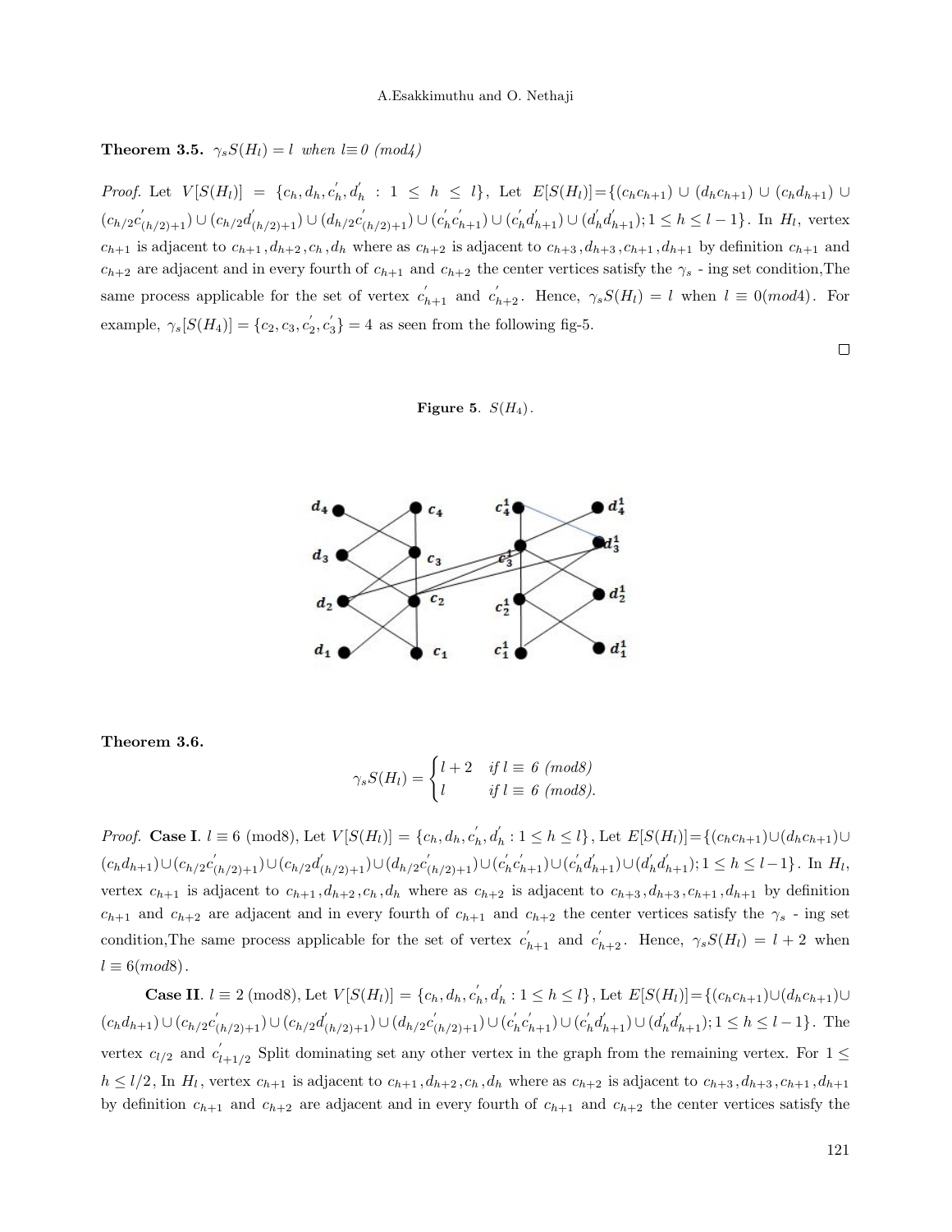**Theorem 3.5.** $\gamma_s S(H_l) = l$ *when* $l \equiv 0$ *(mod4)*

*Proof.* Let $V[S(H_l)] = \{c_h, d_h, c_h^{'}, d_h^{'} : 1 \leq h \leq l\}$, Let $E[S(H_l)]$={$(c_h c_{h+1}) \cup (d_h c_{h+1}) \cup (c_h d_{h+1}) \cup (c_{h/2} c^{'}_{(h/2)+1}) \cup (c_{h/2} d^{'}_{(h/2)+1}) \cup (d_{h/2} c^{'}_{(h/2)+1}) \cup (c^{'}_h c^{'}_{h+1}) \cup (c^{'}_h d^{'}_{h+1}) \cup (d^{'}_h d^{'}_{h+1}); 1 \leq h \leq l-1$}. In $H_l$, vertex $c_{h+1}$ is adjacent to $c_{h+1}, d_{h+2}, c_h, d_h$ where as $c_{h+2}$ is adjacent to $c_{h+3}, d_{h+3}, c_{h+1}, d_{h+1}$ by definition $c_{h+1}$ and $c_{h+2}$ are adjacent and in every fourth of $c_{h+1}$ and $c_{h+2}$ the center vertices satisfy the $\gamma_s$ - ing set condition,The same process applicable for the set of vertex $c^{'}_{h+1}$ and $c^{'}_{h+2}$. Hence, $\gamma_s S(H_l) = l$ when $l \equiv 0(mod4)$. For example, $\gamma_s[S(H_4)] = \{c_2, c_3, c^{'}_2, c^{'}_3\} = 4$ as seen from the following fig-5. □

**Figure 5**. $S(H_4)$.

**Theorem 3.6.**

$$\gamma_s S(H_l) = \begin{cases} l+2 & \text{if } l \equiv 6 \text{ (mod8)} \\ l & \text{if } l \equiv 6 \text{ (mod8).} \end{cases}$$

*Proof.* **Case I**. $l \equiv 6$ (mod8), Let $V[S(H_l)] = \{c_h, d_h, c_h^{'}, d_h^{'} : 1 \leq h \leq l\}$, Let $E[S(H_l)]$={$(c_h c_{h+1}) \cup (d_h c_{h+1}) \cup (c_h d_{h+1}) \cup (c_{h/2} c^{'}_{(h/2)+1}) \cup (c_{h/2} d^{'}_{(h/2)+1}) \cup (d_{h/2} c^{'}_{(h/2)+1}) \cup (c^{'}_h c^{'}_{h+1}) \cup (c^{'}_h d^{'}_{h+1}) \cup (d^{'}_h d^{'}_{h+1}); 1 \leq h \leq l-1$}. In $H_l$, vertex $c_{h+1}$ is adjacent to $c_{h+1}, d_{h+2}, c_h, d_h$ where as $c_{h+2}$ is adjacent to $c_{h+3}, d_{h+3}, c_{h+1}, d_{h+1}$ by definition $c_{h+1}$ and $c_{h+2}$ are adjacent and in every fourth of $c_{h+1}$ and $c_{h+2}$ the center vertices satisfy the $\gamma_s$ - ing set condition,The same process applicable for the set of vertex $c^{'}_{h+1}$ and $c^{'}_{h+2}$. Hence, $\gamma_s S(H_l) = l+2$ when $l \equiv 6(mod8)$.

**Case II**. $l \equiv 2$ (mod8), Let $V[S(H_l)] = \{c_h, d_h, c_h^{'}, d_h^{'} : 1 \leq h \leq l\}$, Let $E[S(H_l)]$={$(c_h c_{h+1}) \cup (d_h c_{h+1}) \cup (c_h d_{h+1}) \cup (c_{h/2} c^{'}_{(h/2)+1}) \cup (c_{h/2} d^{'}_{(h/2)+1}) \cup (d_{h/2} c^{'}_{(h/2)+1}) \cup (c^{'}_h c^{'}_{h+1}) \cup (c^{'}_h d^{'}_{h+1}) \cup (d^{'}_h d^{'}_{h+1}); 1 \leq h \leq l-1$}. The vertex $c_{l/2}$ and $c^{'}_{l+1/2}$ Split dominating set any other vertex in the graph from the remaining vertex. For $1 \leq h \leq l/2$, In $H_l$, vertex $c_{h+1}$ is adjacent to $c_{h+1}, d_{h+2}, c_h, d_h$ where as $c_{h+2}$ is adjacent to $c_{h+3}, d_{h+3}, c_{h+1}, d_{h+1}$ by definition $c_{h+1}$ and $c_{h+2}$ are adjacent and in every fourth of $c_{h+1}$ and $c_{h+2}$ the center vertices satisfy the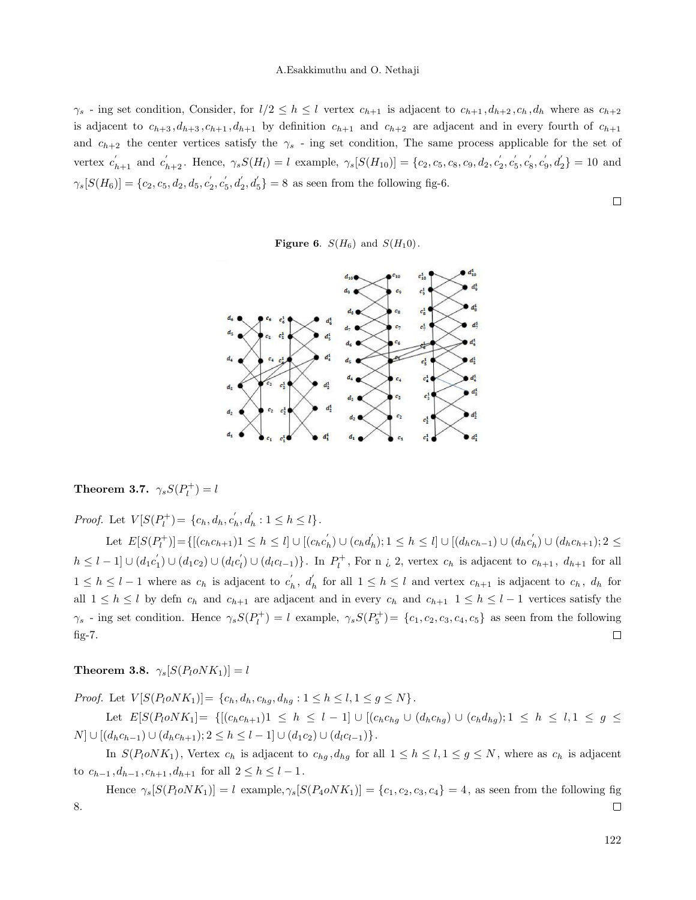$\gamma_s$ - ing set condition, Consider, for $l/2 \leq h \leq l$ vertex $c_{h+1}$ is adjacent to $c_{h+1}, d_{h+2}, c_h, d_h$ where as $c_{h+2}$ is adjacent to $c_{h+3}, d_{h+3}, c_{h+1}, d_{h+1}$ by definition $c_{h+1}$ and $c_{h+2}$ are adjacent and in every fourth of $c_{h+1}$ and $c_{h+2}$ the center vertices satisfy the $\gamma_s$ - ing set condition, The same process applicable for the set of vertex $c'_{h+1}$ and $c'_{h+2}$. Hence, $\gamma_s S(H_l) = l$ example, $\gamma_s[S(H_{10})] = \{c_2, c_5, c_8, c_9, d_2, c'_2, c'_5, c'_8, c'_9, d'_2\} = 10$ and $\gamma_s[S(H_6)] = \{c_2, c_5, d_2, d_5, c'_2, c'_5, d'_2, d'_5\} = 8$ as seen from the following fig-6.

□

**Figure 6**. $S(H_6)$ and $S(H_10)$.

**Theorem 3.7.** $\gamma_s S(P_l^+) = l$

*Proof.* Let $V[S(P_l^+)] = \{c_h, d_h, c'_h, d'_h : 1 \leq h \leq l\}$.

Let $E[S(P_l^+)] = \{[(c_h c_{h+1}) 1 \leq h \leq l] \cup [(c_h c'_h) \cup (c_h d'_h); 1 \leq h \leq l] \cup [(d_h c_{h-1}) \cup (d_h c'_h) \cup (d_h c_{h+1}); 2 \leq h \leq l-1] \cup (d_1 c'_1) \cup (d_1 c_2) \cup (d_l c'_l) \cup (d_l c_{l-1})\}$. In $P_l^+$, For n ¿ 2, vertex $c_h$ is adjacent to $c_{h+1}$, $d_{h+1}$ for all $1 \leq h \leq l-1$ where as $c_h$ is adjacent to $c'_h$, $d'_h$ for all $1 \leq h \leq l$ and vertex $c_{h+1}$ is adjacent to $c_h$, $d_h$ for all $1 \leq h \leq l$ by defn $c_h$ and $c_{h+1}$ are adjacent and in every $c_h$ and $c_{h+1}$ $1 \leq h \leq l-1$ vertices satisfy the $\gamma_s$ - ing set condition. Hence $\gamma_s S(P_l^+) = l$ example, $\gamma_s S(P_5^+) = \{c_1, c_2, c_3, c_4, c_5\}$ as seen from the following fig-7.

□

**Theorem 3.8.** $\gamma_s[S(P_l o N K_1)] = l$

*Proof.* Let $V[S(P_l o N K_1)] = \{c_h, d_h, c_{hg}, d_{hg} : 1 \leq h \leq l, 1 \leq g \leq N\}$.

Let $E[S(P_l o N K_1] = \{[(c_h c_{h+1}) 1 \leq h \leq l-1] \cup [(c_h c_{hg} \cup (d_h c_{hg}) \cup (c_h d_{hg}); 1 \leq h \leq l, 1 \leq g \leq N] \cup [(d_h c_{h-1}) \cup (d_h c_{h+1}); 2 \leq h \leq l-1] \cup (d_1 c_2) \cup (d_l c_{l-1})\}$.

In $S(P_l o N K_1)$, Vertex $c_h$ is adjacent to $c_{hg}, d_{hg}$ for all $1 \leq h \leq l, 1 \leq g \leq N$, where as $c_h$ is adjacent to $c_{h-1}, d_{h-1}, c_{h+1}, d_{h+1}$ for all $2 \leq h \leq l-1$.

Hence $\gamma_s[S(P_l o N K_1)] = l$ example, $\gamma_s[S(P_4 o N K_1)] = \{c_1, c_2, c_3, c_4\} = 4$, as seen from the following fig 8.

□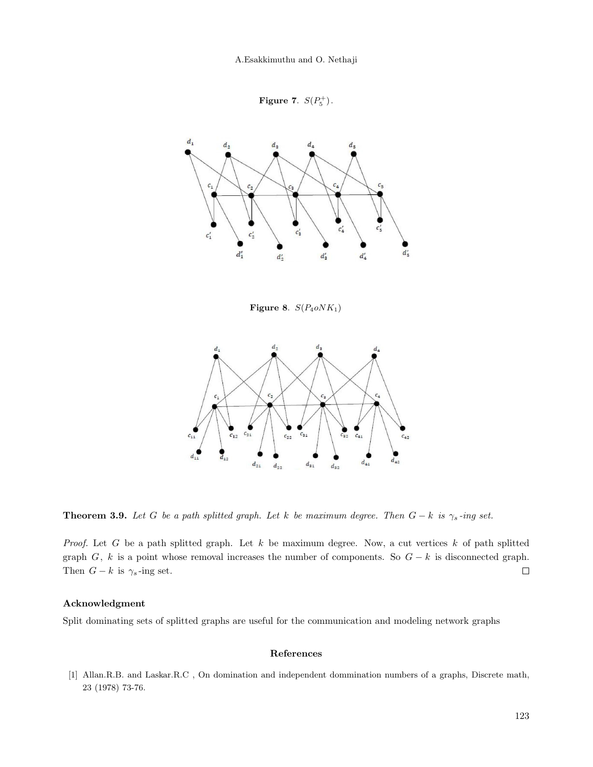**Figure 7**. $S(P_5^+)$.

**Figure 8**. $S(P_4 o N K_1)$

**Theorem 3.9.** *Let $G$ be a path splitted graph. Let $k$ be maximum degree. Then $G - k$ is $\gamma_s$-ing set.*

*Proof.* Let $G$ be a path splitted graph. Let $k$ be maximum degree. Now, a cut vertices $k$ of path splitted graph $G$, $k$ is a point whose removal increases the number of components. So $G - k$ is disconnected graph. Then $G - k$ is $\gamma_s$-ing set. □

## Acknowledgment

Split dominating sets of splitted graphs are useful for the communication and modeling network graphs

## References

[1] Allan.R.B. and Laskar.R.C , On domination and independent dommination numbers of a graphs, Discrete math, 23 (1978) 73-76.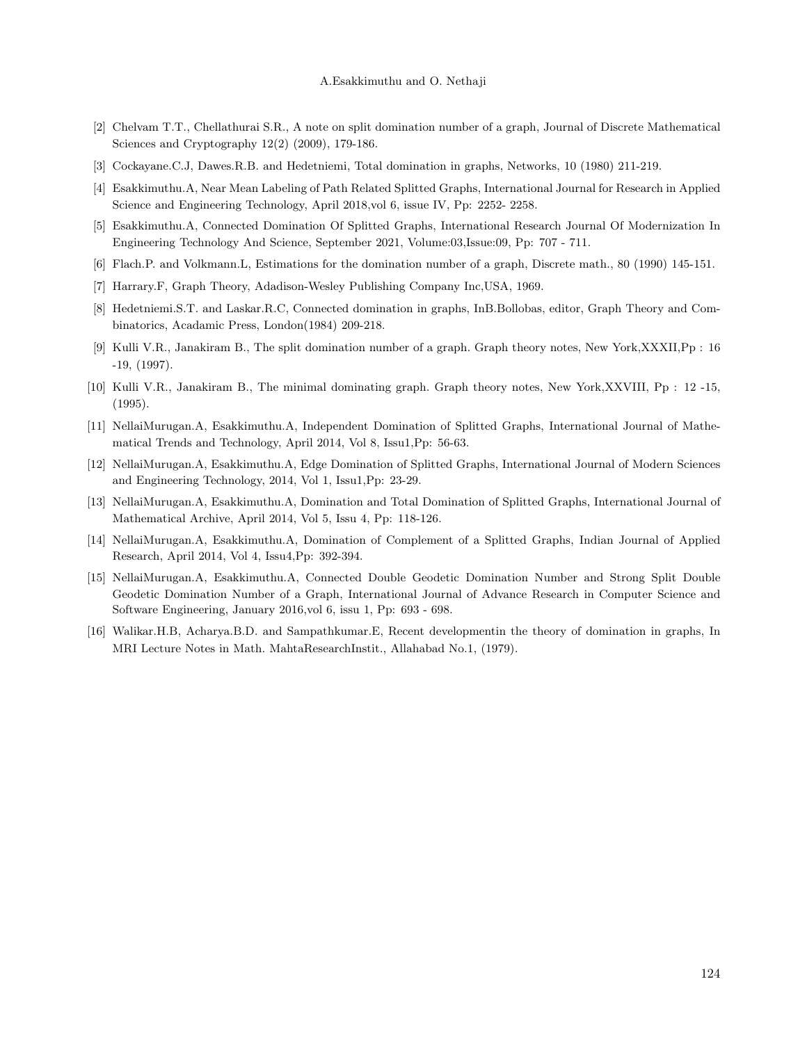[2] Chelvam T.T., Chellathurai S.R., A note on split domination number of a graph, Journal of Discrete Mathematical Sciences and Cryptography 12(2) (2009), 179-186.

[3] Cockayane.C.J, Dawes.R.B. and Hedetniemi, Total domination in graphs, Networks, 10 (1980) 211-219.

[4] Esakkimuthu.A, Near Mean Labeling of Path Related Splitted Graphs, International Journal for Research in Applied Science and Engineering Technology, April 2018,vol 6, issue IV, Pp: 2252- 2258.

[5] Esakkimuthu.A, Connected Domination Of Splitted Graphs, International Research Journal Of Modernization In Engineering Technology And Science, September 2021, Volume:03,Issue:09, Pp: 707 - 711.

[6] Flach.P. and Volkmann.L, Estimations for the domination number of a graph, Discrete math., 80 (1990) 145-151.

[7] Harrary.F, Graph Theory, Adadison-Wesley Publishing Company Inc,USA, 1969.

[8] Hedetniemi.S.T. and Laskar.R.C, Connected domination in graphs, InB.Bollobas, editor, Graph Theory and Combinatorics, Acadamic Press, London(1984) 209-218.

[9] Kulli V.R., Janakiram B., The split domination number of a graph. Graph theory notes, New York,XXXII,Pp : 16 -19, (1997).

[10] Kulli V.R., Janakiram B., The minimal dominating graph. Graph theory notes, New York,XXVIII, Pp : 12 -15, (1995).

[11] NellaiMurugan.A, Esakkimuthu.A, Independent Domination of Splitted Graphs, International Journal of Mathematical Trends and Technology, April 2014, Vol 8, Issu1,Pp: 56-63.

[12] NellaiMurugan.A, Esakkimuthu.A, Edge Domination of Splitted Graphs, International Journal of Modern Sciences and Engineering Technology, 2014, Vol 1, Issu1,Pp: 23-29.

[13] NellaiMurugan.A, Esakkimuthu.A, Domination and Total Domination of Splitted Graphs, International Journal of Mathematical Archive, April 2014, Vol 5, Issu 4, Pp: 118-126.

[14] NellaiMurugan.A, Esakkimuthu.A, Domination of Complement of a Splitted Graphs, Indian Journal of Applied Research, April 2014, Vol 4, Issu4,Pp: 392-394.

[15] NellaiMurugan.A, Esakkimuthu.A, Connected Double Geodetic Domination Number and Strong Split Double Geodetic Domination Number of a Graph, International Journal of Advance Research in Computer Science and Software Engineering, January 2016,vol 6, issu 1, Pp: 693 - 698.

[16] Walikar.H.B, Acharya.B.D. and Sampathkumar.E, Recent developmentin the theory of domination in graphs, In MRI Lecture Notes in Math. MahtaResearchInstit., Allahabad No.1, (1979).